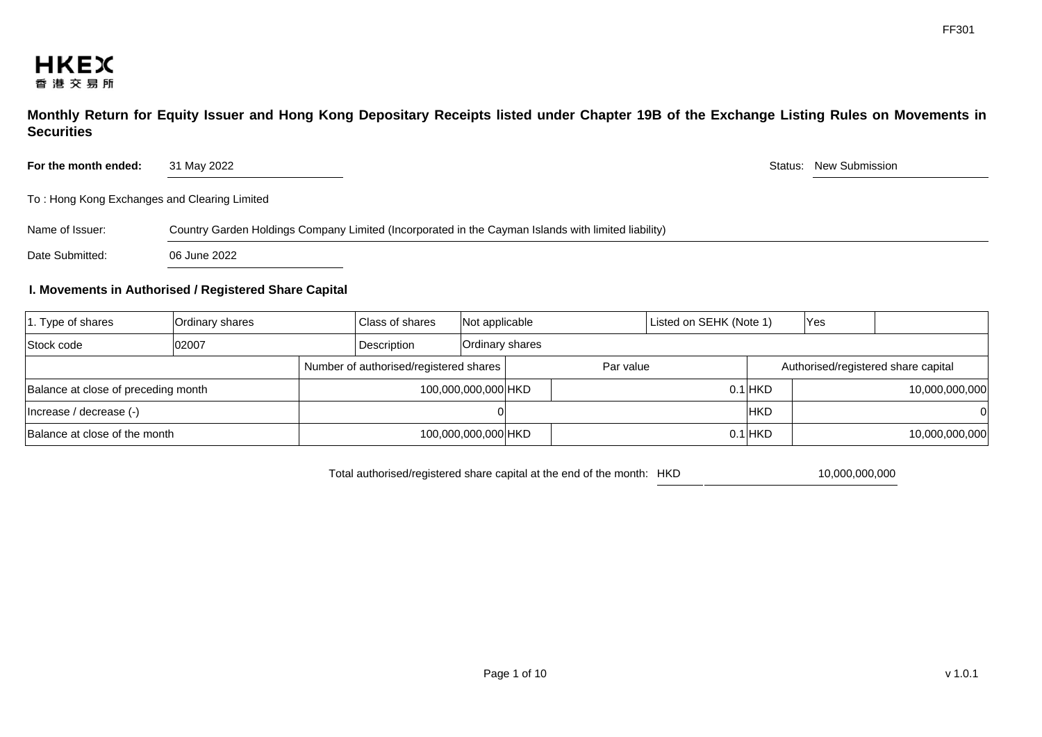FF301

HKEX
香港交易所

**Monthly Return for Equity Issuer and Hong Kong Depositary Receipts listed under Chapter 19B of the Exchange Listing Rules on Movements in Securities**

**For the month ended:** 31 May 2022

Status: New Submission

To : Hong Kong Exchanges and Clearing Limited

Name of Issuer: Country Garden Holdings Company Limited (Incorporated in the Cayman Islands with limited liability)

Date Submitted: 06 June 2022

## I. Movements in Authorised / Registered Share Capital

| 1. Type of shares | Ordinary shares | Class of shares | Not applicable | Listed on SEHK (Note 1) | Yes |
|---|---|---|---|---|---|
| Stock code | 02007 | Description | Ordinary shares | | |

| | Number of authorised/registered shares | | Par value | | Authorised/registered share capital |
|---|---|---|---|---|---|
| Balance at close of preceding month | 100,000,000,000 | HKD | 0.1 | HKD | 10,000,000,000 |
| Increase / decrease (-) | 0 | | | HKD | 0 |
| Balance at close of the month | 100,000,000,000 | HKD | 0.1 | HKD | 10,000,000,000 |

Total authorised/registered share capital at the end of the month: HKD 10,000,000,000

v 1.0.1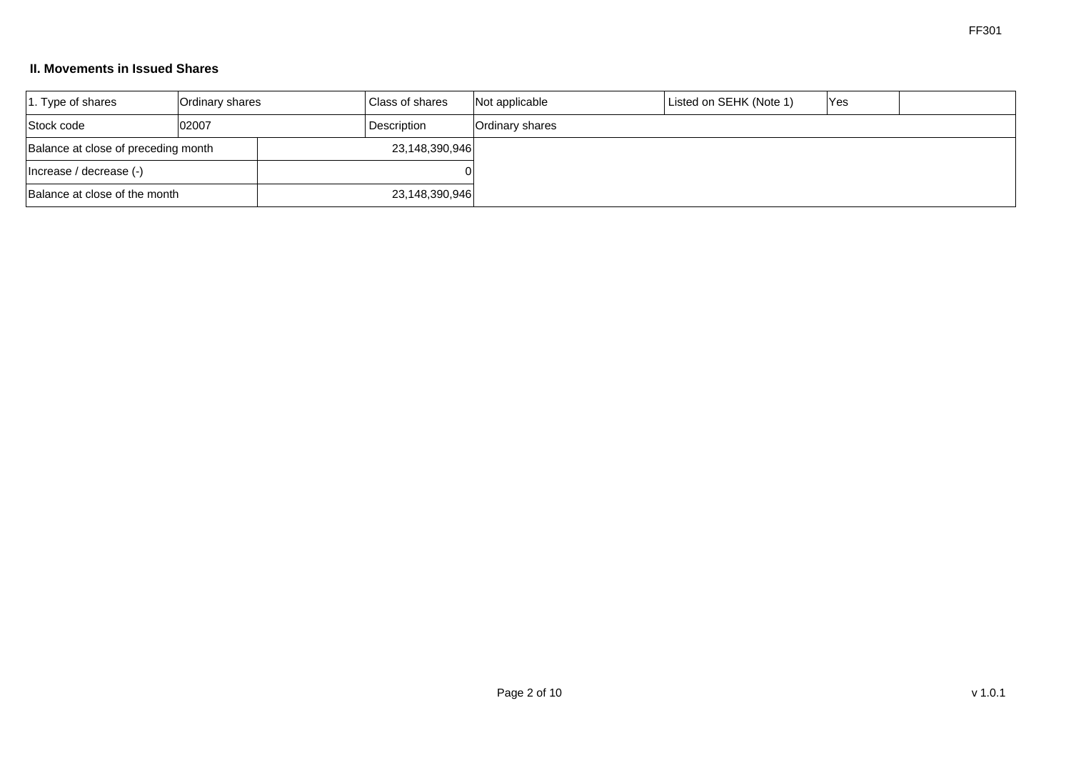## II. Movements in Issued Shares

| 1. Type of shares | Ordinary shares | Class of shares | Not applicable | Listed on SEHK (Note 1) | Yes | |
|---|---|---|---|---|---|---|
| Stock code | 02007 | Description | Ordinary shares | | | |
| Balance at close of preceding month | | 23,148,390,946 | | | | |
| Increase / decrease (-) | | 0 | | | | |
| Balance at close of the month | | 23,148,390,946 | | | | |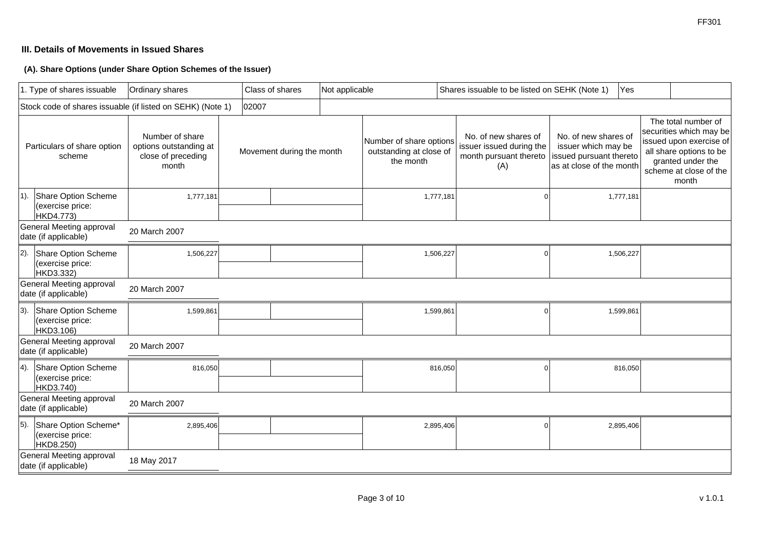### III. Details of Movements in Issued Shares

#### (A). Share Options (under Share Option Schemes of the Issuer)

| 1. Type of shares issuable | Ordinary shares | Class of shares | Not applicable | Shares issuable to be listed on SEHK (Note 1) | Yes | |
|---|---|---|---|---|---|---|
| Stock code of shares issuable (if listed on SEHK) (Note 1) | 02007 | | | | | |

| Particulars of share option scheme | Number of share options outstanding at close of preceding month | Movement during the month | | Number of share options outstanding at close of the month | No. of new shares of issuer issued during the month pursuant thereto (A) | No. of new shares of issuer which may be issued pursuant thereto as at close of the month | The total number of securities which may be issued upon exercise of all share options to be granted under the scheme at close of the month |
|---|---|---|---|---|---|---|---|
| 1). Share Option Scheme (exercise price: HKD4.773) | 1,777,181 | | | 1,777,181 | 0 | 1,777,181 | |
| General Meeting approval date (if applicable) | 20 March 2007 | | | | | | |
| 2). Share Option Scheme (exercise price: HKD3.332) | 1,506,227 | | | 1,506,227 | 0 | 1,506,227 | |
| General Meeting approval date (if applicable) | 20 March 2007 | | | | | | |
| 3). Share Option Scheme (exercise price: HKD3.106) | 1,599,861 | | | 1,599,861 | 0 | 1,599,861 | |
| General Meeting approval date (if applicable) | 20 March 2007 | | | | | | |
| 4). Share Option Scheme (exercise price: HKD3.740) | 816,050 | | | 816,050 | 0 | 816,050 | |
| General Meeting approval date (if applicable) | 20 March 2007 | | | | | | |
| 5). Share Option Scheme* (exercise price: HKD8.250) | 2,895,406 | | | 2,895,406 | 0 | 2,895,406 | |
| General Meeting approval date (if applicable) | 18 May 2017 | | | | | | |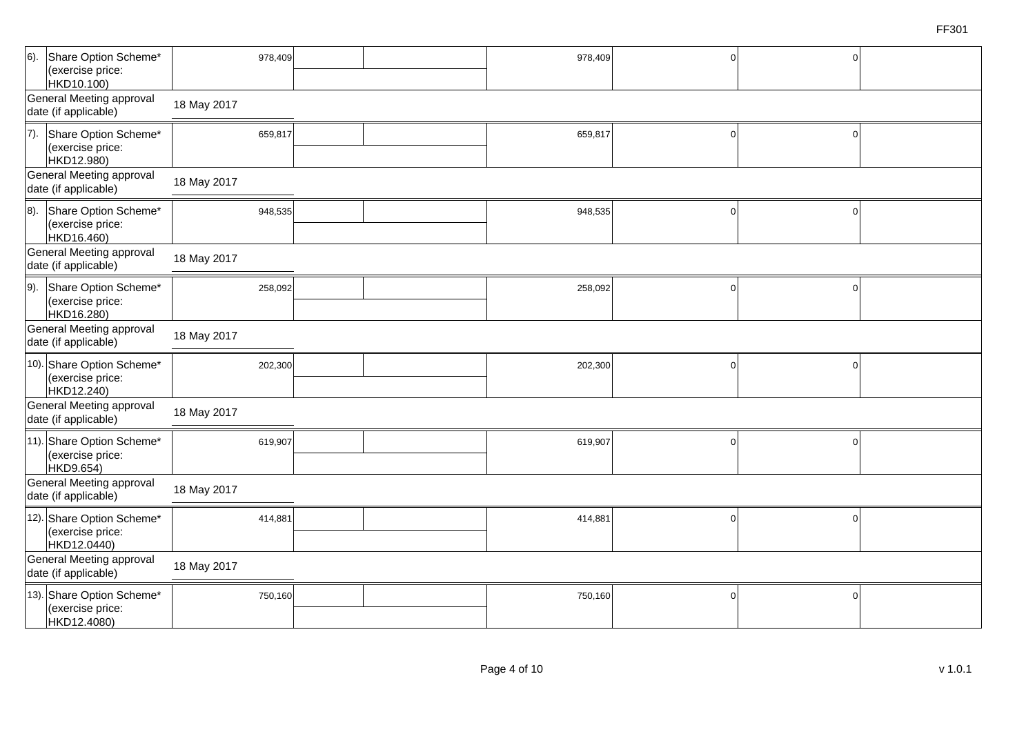| | | | | | | | |
|---|---|---|---|---|---|---|---|
| 6). Share Option Scheme* (exercise price: HKD10.100) | 978,409 | | | 978,409 | 0 | 0 | |
| General Meeting approval date (if applicable) | 18 May 2017 | | | | | | |
| 7). Share Option Scheme* (exercise price: HKD12.980) | 659,817 | | | 659,817 | 0 | 0 | |
| General Meeting approval date (if applicable) | 18 May 2017 | | | | | | |
| 8). Share Option Scheme* (exercise price: HKD16.460) | 948,535 | | | 948,535 | 0 | 0 | |
| General Meeting approval date (if applicable) | 18 May 2017 | | | | | | |
| 9). Share Option Scheme* (exercise price: HKD16.280) | 258,092 | | | 258,092 | 0 | 0 | |
| General Meeting approval date (if applicable) | 18 May 2017 | | | | | | |
| 10). Share Option Scheme* (exercise price: HKD12.240) | 202,300 | | | 202,300 | 0 | 0 | |
| General Meeting approval date (if applicable) | 18 May 2017 | | | | | | |
| 11). Share Option Scheme* (exercise price: HKD9.654) | 619,907 | | | 619,907 | 0 | 0 | |
| General Meeting approval date (if applicable) | 18 May 2017 | | | | | | |
| 12). Share Option Scheme* (exercise price: HKD12.0440) | 414,881 | | | 414,881 | 0 | 0 | |
| General Meeting approval date (if applicable) | 18 May 2017 | | | | | | |
| 13). Share Option Scheme* (exercise price: HKD12.4080) | 750,160 | | | 750,160 | 0 | 0 | |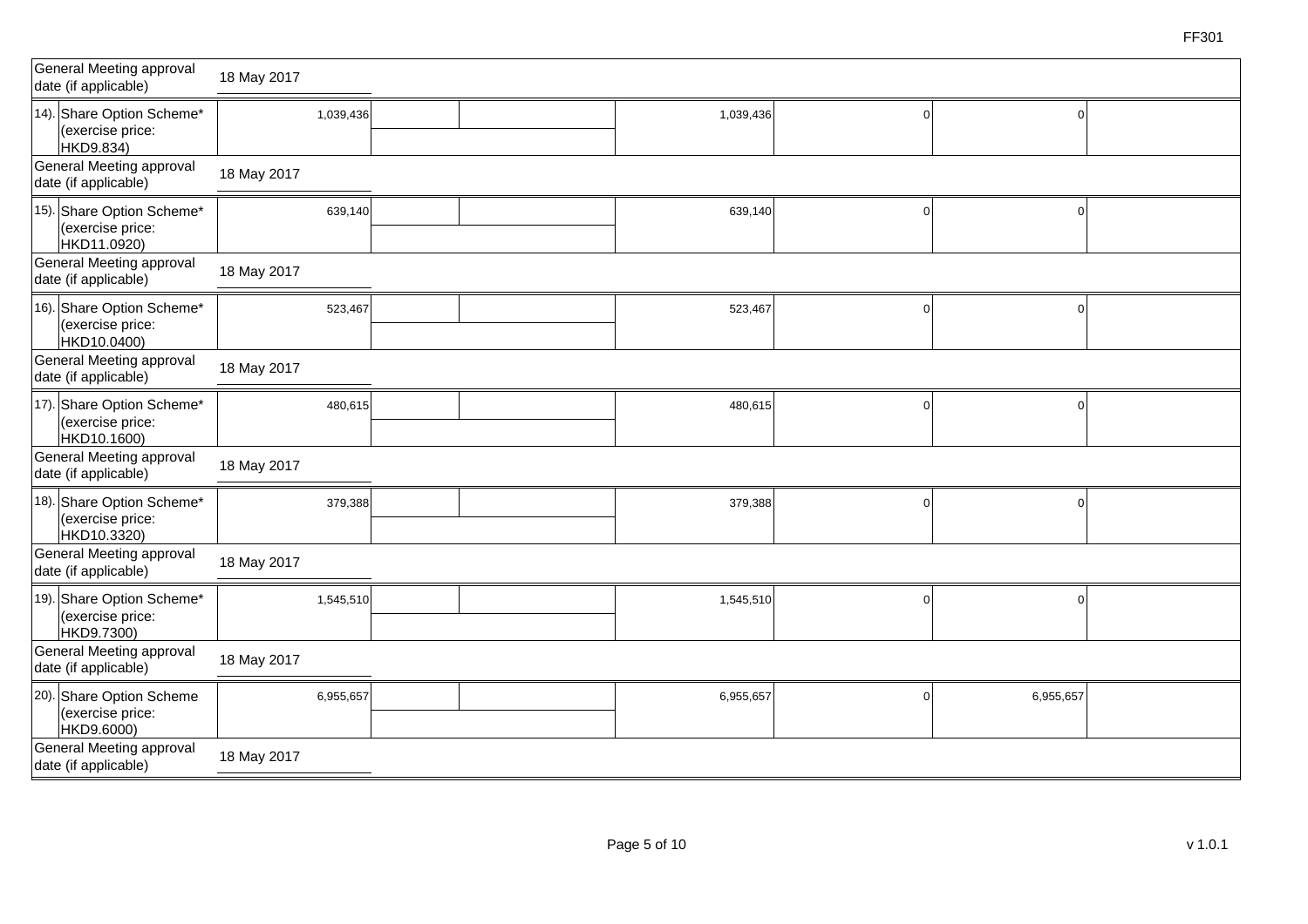| | | | | | | | |
|---|---|---|---|---|---|---|---|
| General Meeting approval date (if applicable) | 18 May 2017 | | | | | | |
| 14). Share Option Scheme* (exercise price: HKD9.834) | 1,039,436 | | | 1,039,436 | 0 | 0 | |
| General Meeting approval date (if applicable) | 18 May 2017 | | | | | | |
| 15). Share Option Scheme* (exercise price: HKD11.0920) | 639,140 | | | 639,140 | 0 | 0 | |
| General Meeting approval date (if applicable) | 18 May 2017 | | | | | | |
| 16). Share Option Scheme* (exercise price: HKD10.0400) | 523,467 | | | 523,467 | 0 | 0 | |
| General Meeting approval date (if applicable) | 18 May 2017 | | | | | | |
| 17). Share Option Scheme* (exercise price: HKD10.1600) | 480,615 | | | 480,615 | 0 | 0 | |
| General Meeting approval date (if applicable) | 18 May 2017 | | | | | | |
| 18). Share Option Scheme* (exercise price: HKD10.3320) | 379,388 | | | 379,388 | 0 | 0 | |
| General Meeting approval date (if applicable) | 18 May 2017 | | | | | | |
| 19). Share Option Scheme* (exercise price: HKD9.7300) | 1,545,510 | | | 1,545,510 | 0 | 0 | |
| General Meeting approval date (if applicable) | 18 May 2017 | | | | | | |
| 20). Share Option Scheme (exercise price: HKD9.6000) | 6,955,657 | | | 6,955,657 | 0 | 6,955,657 | |
| General Meeting approval date (if applicable) | 18 May 2017 | | | | | | |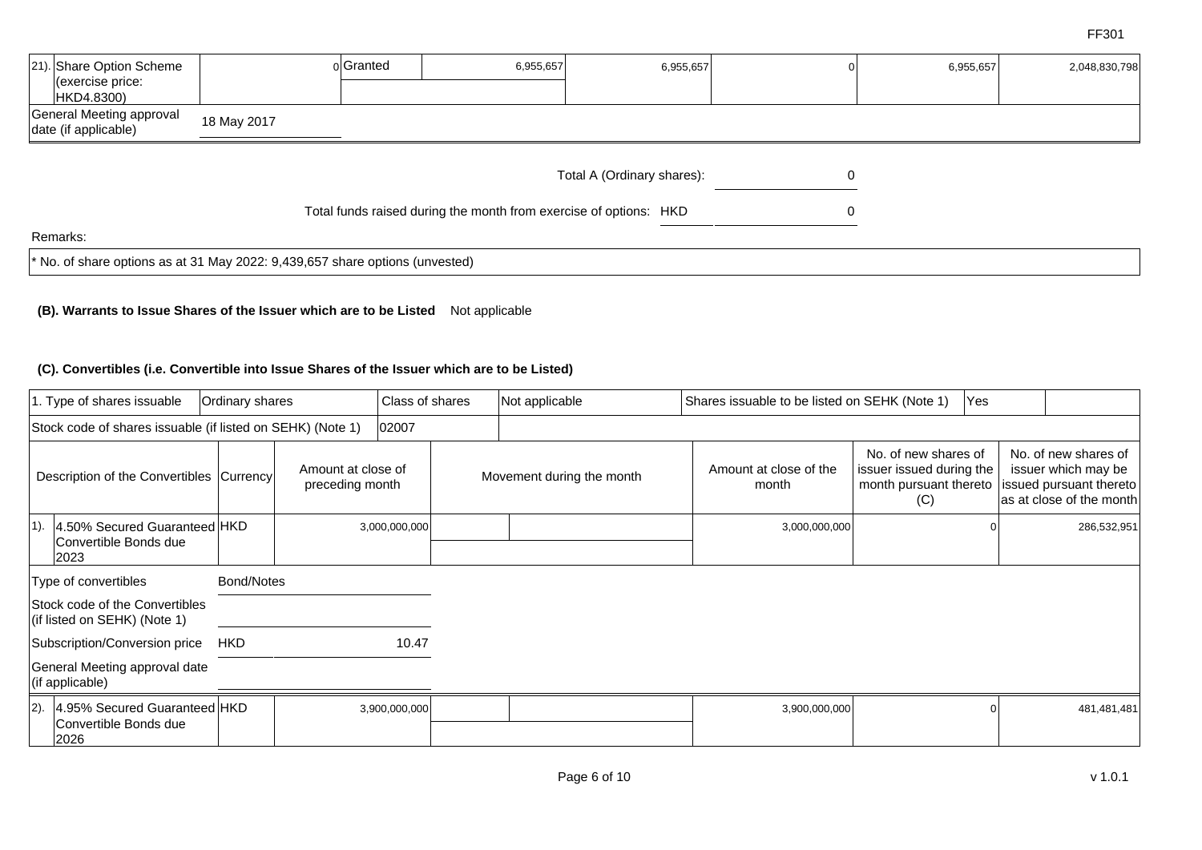| | | | | | | | |
|---|---|---|---|---|---|---|---|
| 21). Share Option Scheme (exercise price: HKD4.8300) | 0 | Granted | 6,955,657 | 6,955,657 | 0 | 6,955,657 | 2,048,830,798 |
| General Meeting approval date (if applicable) | 18 May 2017 | | | | | | |

Total A (Ordinary shares): 0

Total funds raised during the month from exercise of options: HKD 0

Remarks:

* No. of share options as at 31 May 2022: 9,439,657 share options (unvested)

**(B). Warrants to Issue Shares of the Issuer which are to be Listed** Not applicable

**(C). Convertibles (i.e. Convertible into Issue Shares of the Issuer which are to be Listed)**

| 1. Type of shares issuable | Ordinary shares | Class of shares | Not applicable | Shares issuable to be listed on SEHK (Note 1) | Yes |
|---|---|---|---|---|---|
| Stock code of shares issuable (if listed on SEHK) (Note 1) | 02007 | | | | |

| Description of the Convertibles | Currency | Amount at close of preceding month | Movement during the month | Amount at close of the month | No. of new shares of issuer issued during the month pursuant thereto (C) | No. of new shares of issuer which may be issued pursuant thereto as at close of the month |
|---|---|---|---|---|---|---|
| 1). 4.50% Secured Guaranteed Convertible Bonds due 2023 | HKD | 3,000,000,000 | | 3,000,000,000 | 0 | 286,532,951 |
| Type of convertibles | Bond/Notes | | | | | |
| Stock code of the Convertibles (if listed on SEHK) (Note 1) | | | | | | |
| Subscription/Conversion price | HKD | 10.47 | | | | |
| General Meeting approval date (if applicable) | | | | | | |
| 2). 4.95% Secured Guaranteed Convertible Bonds due 2026 | HKD | 3,900,000,000 | | 3,900,000,000 | 0 | 481,481,481 |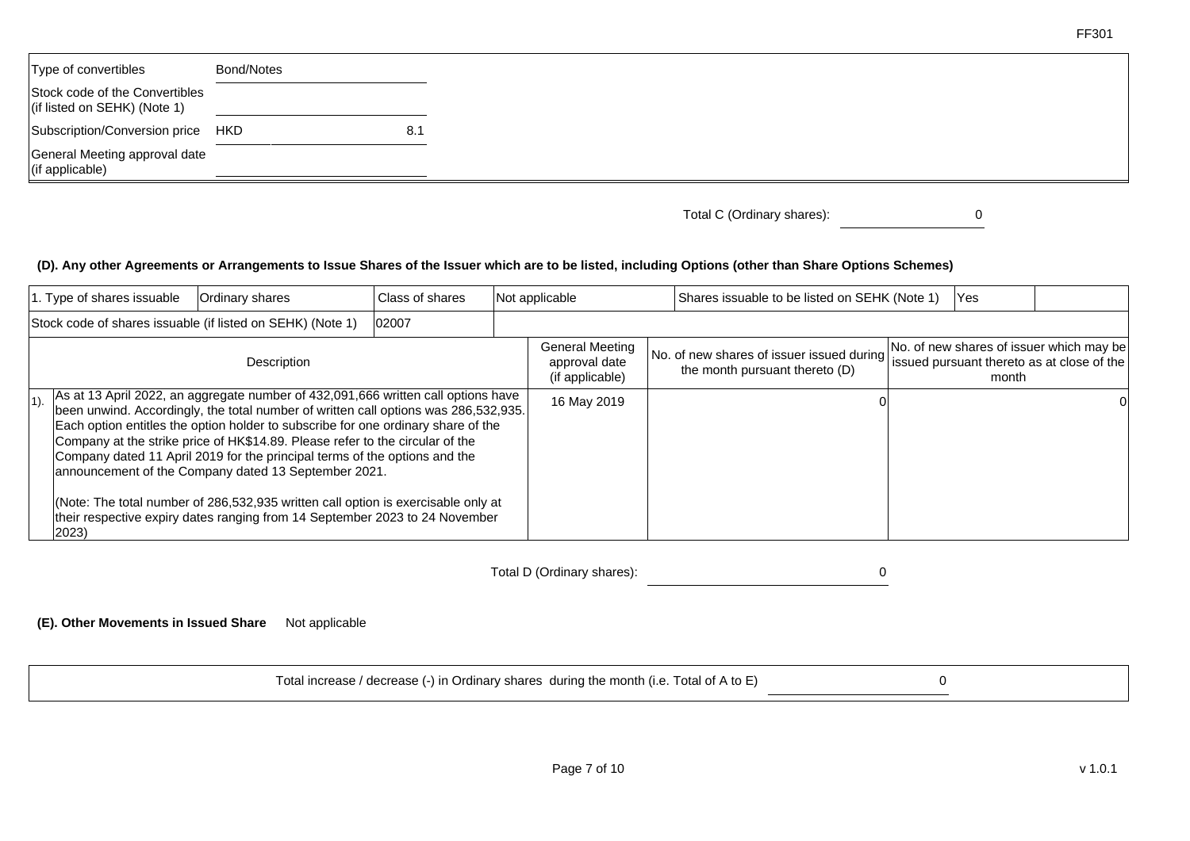| Type of convertibles | Bond/Notes |
|---|---|
| Stock code of the Convertibles (if listed on SEHK) (Note 1) | |
| Subscription/Conversion price | HKD 8.1 |
| General Meeting approval date (if applicable) | |

Total C (Ordinary shares): 0

**(D). Any other Agreements or Arrangements to Issue Shares of the Issuer which are to be listed, including Options (other than Share Options Schemes)**

| 1. Type of shares issuable | Ordinary shares | Class of shares | Not applicable | Shares issuable to be listed on SEHK (Note 1) | Yes |
|---|---|---|---|---|---|
| Stock code of shares issuable (if listed on SEHK) (Note 1) | 02007 | | | | |

| | Description | General Meeting approval date (if applicable) | No. of new shares of issuer issued during the month pursuant thereto (D) | No. of new shares of issuer which may be issued pursuant thereto as at close of the month |
|---|---|---|---|---|
| 1). | As at 13 April 2022, an aggregate number of 432,091,666 written call options have been unwind. Accordingly, the total number of written call options was 286,532,935. Each option entitles the option holder to subscribe for one ordinary share of the Company at the strike price of HK$14.89. Please refer to the circular of the Company dated 11 April 2019 for the principal terms of the options and the announcement of the Company dated 13 September 2021.<br><br>(Note: The total number of 286,532,935 written call option is exercisable only at their respective expiry dates ranging from 14 September 2023 to 24 November 2023) | 16 May 2019 | 0 | 0 |

Total D (Ordinary shares): 0

**(E). Other Movements in Issued Share** Not applicable

Total increase / decrease (-) in Ordinary shares during the month (i.e. Total of A to E) 0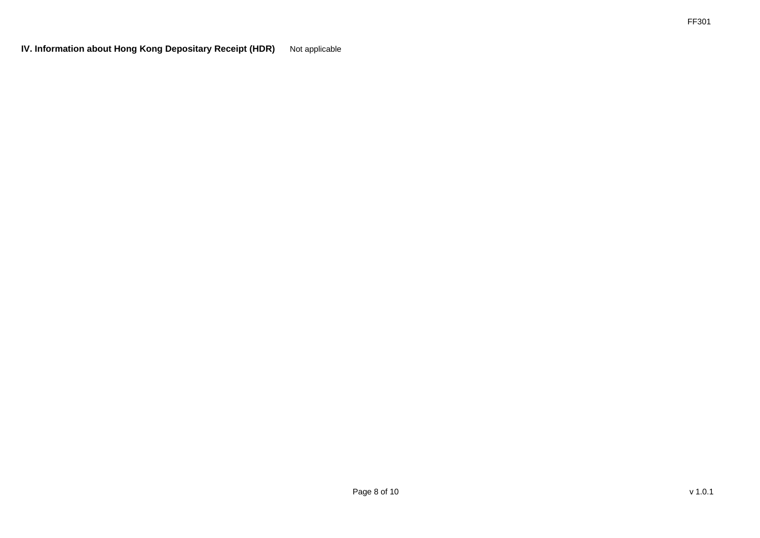**IV. Information about Hong Kong Depositary Receipt (HDR)** Not applicable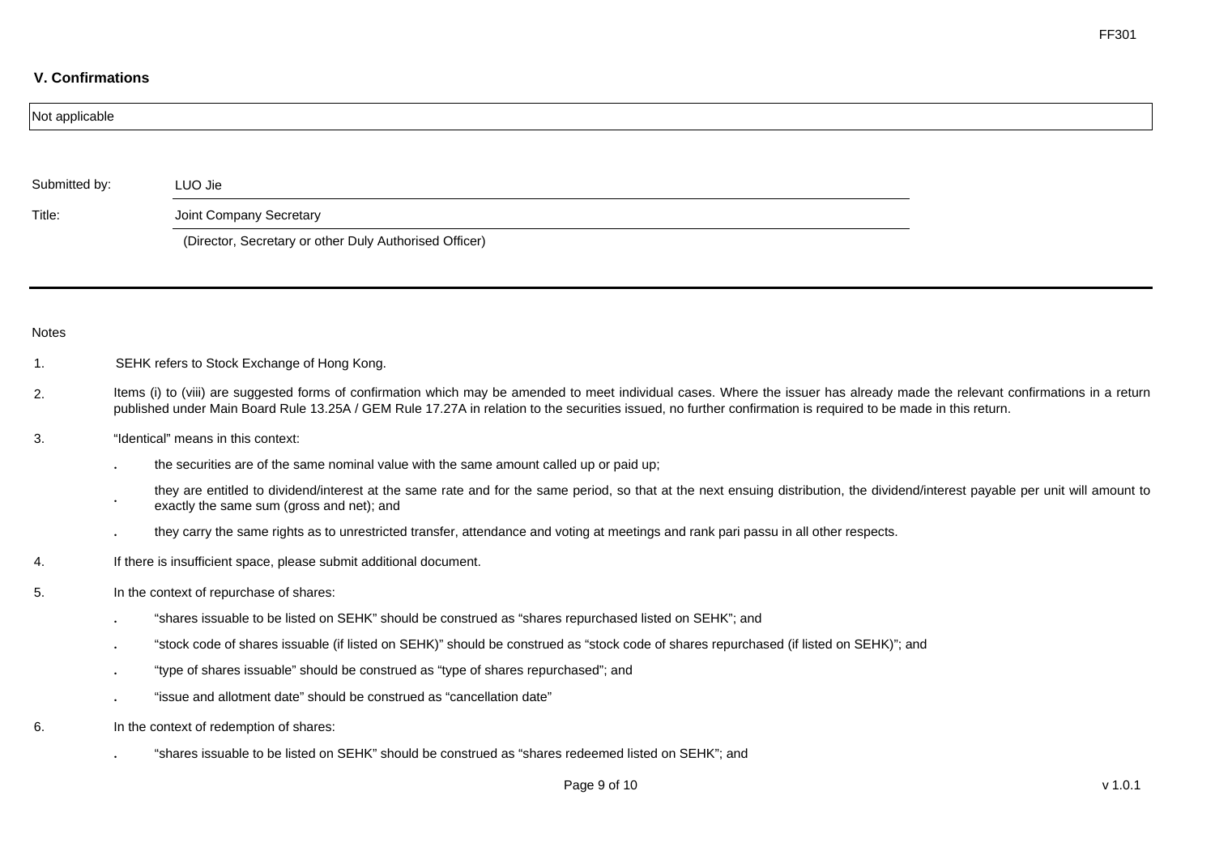### V. Confirmations

Not applicable

Submitted by: LUO Jie

Title: Joint Company Secretary

(Director, Secretary or other Duly Authorised Officer)

---

Notes

1. SEHK refers to Stock Exchange of Hong Kong.

2. Items (i) to (viii) are suggested forms of confirmation which may be amended to meet individual cases. Where the issuer has already made the relevant confirmations in a return published under Main Board Rule 13.25A / GEM Rule 17.27A in relation to the securities issued, no further confirmation is required to be made in this return.

3. "Identical" means in this context:

   - the securities are of the same nominal value with the same amount called up or paid up;
   - they are entitled to dividend/interest at the same rate and for the same period, so that at the next ensuing distribution, the dividend/interest payable per unit will amount to exactly the same sum (gross and net); and
   - they carry the same rights as to unrestricted transfer, attendance and voting at meetings and rank pari passu in all other respects.

4. If there is insufficient space, please submit additional document.

5. In the context of repurchase of shares:

   - "shares issuable to be listed on SEHK" should be construed as "shares repurchased listed on SEHK"; and
   - "stock code of shares issuable (if listed on SEHK)" should be construed as "stock code of shares repurchased (if listed on SEHK)"; and
   - "type of shares issuable" should be construed as "type of shares repurchased"; and
   - "issue and allotment date" should be construed as "cancellation date"

6. In the context of redemption of shares:

   - "shares issuable to be listed on SEHK" should be construed as "shares redeemed listed on SEHK"; and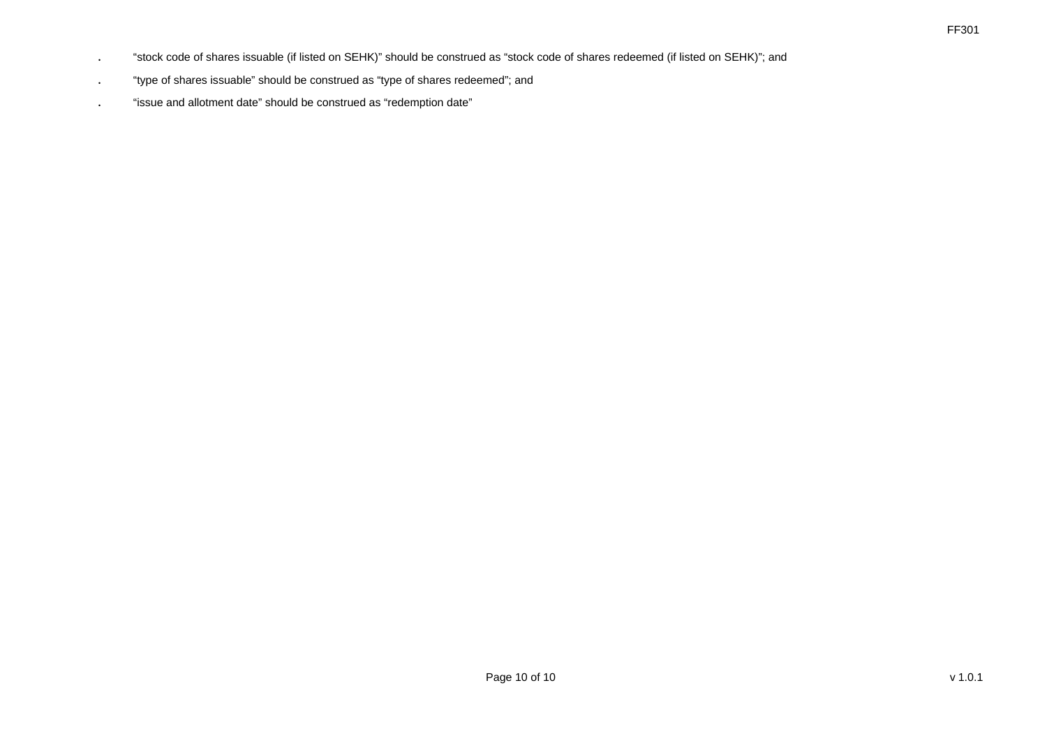- “stock code of shares issuable (if listed on SEHK)” should be construed as “stock code of shares redeemed (if listed on SEHK)”; and
- “type of shares issuable” should be construed as “type of shares redeemed”; and
- “issue and allotment date” should be construed as “redemption date”